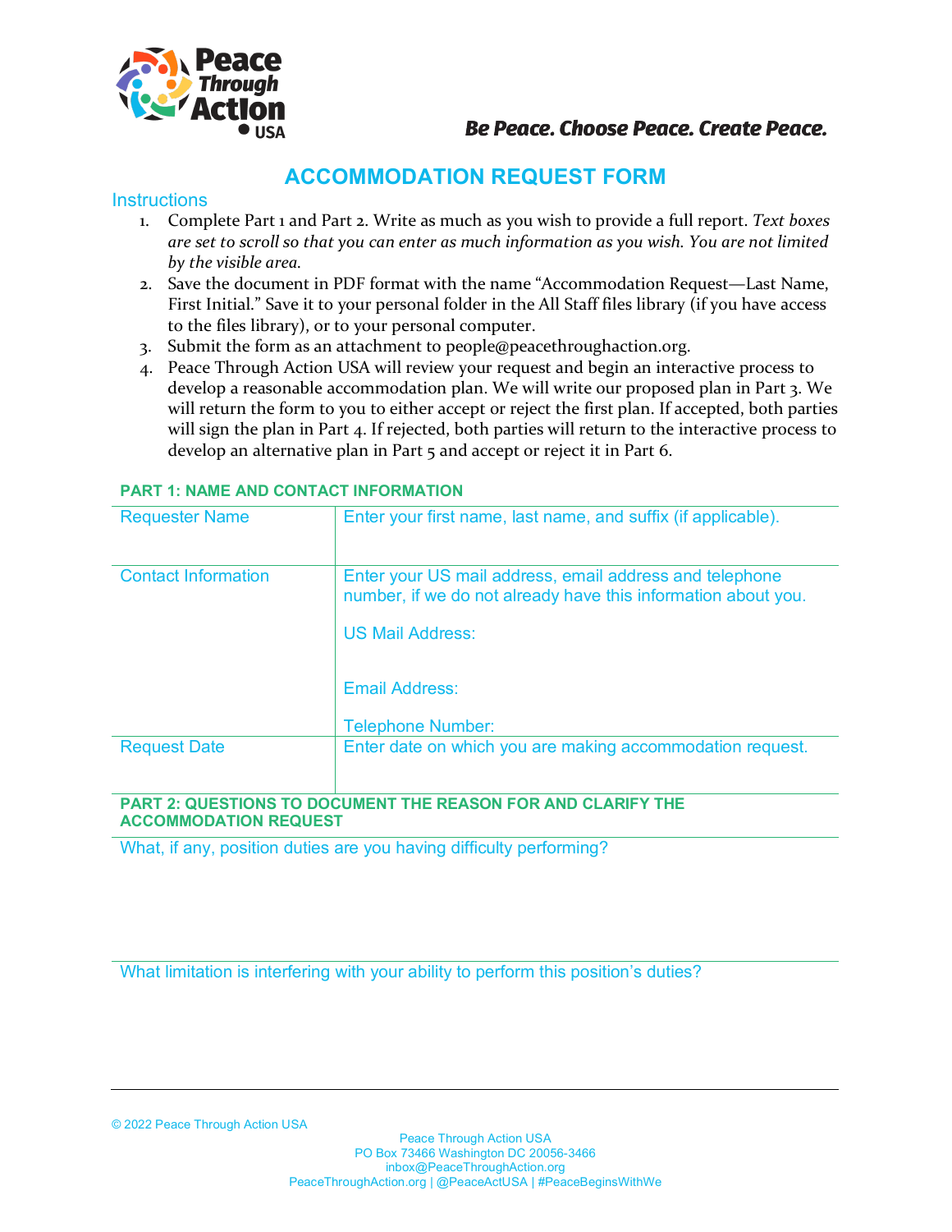Peace Through Action USA

*Be Peace. Choose Peace. Create Peace.*

# ACCOMMODATION REQUEST FORM

## Instructions

1. Complete Part 1 and Part 2. Write as much as you wish to provide a full report. *Text boxes are set to scroll so that you can enter as much information as you wish. You are not limited by the visible area.*
2. Save the document in PDF format with the name "Accommodation Request—Last Name, First Initial." Save it to your personal folder in the All Staff files library (if you have access to the files library), or to your personal computer.
3. Submit the form as an attachment to people@peacethroughaction.org.
4. Peace Through Action USA will review your request and begin an interactive process to develop a reasonable accommodation plan. We will write our proposed plan in Part 3. We will return the form to you to either accept or reject the first plan. If accepted, both parties will sign the plan in Part 4. If rejected, both parties will return to the interactive process to develop an alternative plan in Part 5 and accept or reject it in Part 6.

### PART 1: NAME AND CONTACT INFORMATION

| | |
|---|---|
| Requester Name | Enter your first name, last name, and suffix (if applicable). |
| Contact Information | Enter your US mail address, email address and telephone number, if we do not already have this information about you.<br><br>US Mail Address:<br><br>Email Address:<br><br>Telephone Number: |
| Request Date | Enter date on which you are making accommodation request. |

### PART 2: QUESTIONS TO DOCUMENT THE REASON FOR AND CLARIFY THE ACCOMMODATION REQUEST

What, if any, position duties are you having difficulty performing?

What limitation is interfering with your ability to perform this position's duties?

© 2022 Peace Through Action USA

Peace Through Action USA
PO Box 73466 Washington DC 20056-3466
inbox@PeaceThroughAction.org
PeaceThroughAction.org | @PeaceActUSA | #PeaceBeginsWithWe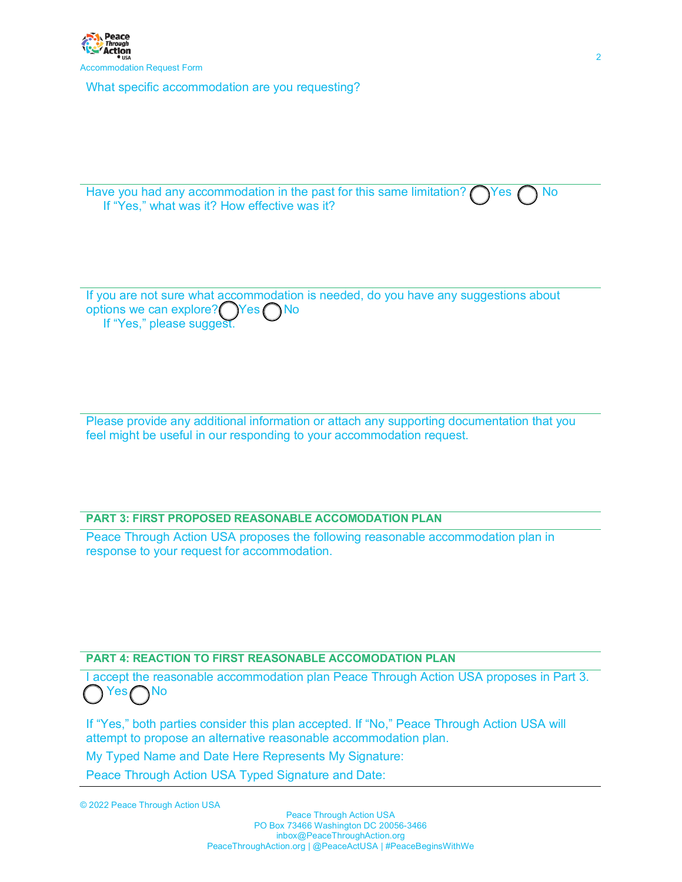What specific accommodation are you requesting?

Have you had any accommodation in the past for this same limitation? ◯ Yes ◯ No
If "Yes," what was it? How effective was it?

If you are not sure what accommodation is needed, do you have any suggestions about options we can explore? ◯ Yes ◯ No
If "Yes," please suggest.

Please provide any additional information or attach any supporting documentation that you feel might be useful in our responding to your accommodation request.

## PART 3: FIRST PROPOSED REASONABLE ACCOMODATION PLAN

Peace Through Action USA proposes the following reasonable accommodation plan in response to your request for accommodation.

## PART 4: REACTION TO FIRST REASONABLE ACCOMODATION PLAN

I accept the reasonable accommodation plan Peace Through Action USA proposes in Part 3.
◯ Yes ◯ No

If "Yes," both parties consider this plan accepted. If "No," Peace Through Action USA will attempt to propose an alternative reasonable accommodation plan.

My Typed Name and Date Here Represents My Signature:

Peace Through Action USA Typed Signature and Date:

© 2022 Peace Through Action USA

Peace Through Action USA
PO Box 73466 Washington DC 20056-3466
inbox@PeaceThroughAction.org
PeaceThroughAction.org | @PeaceActUSA | #PeaceBeginsWithWe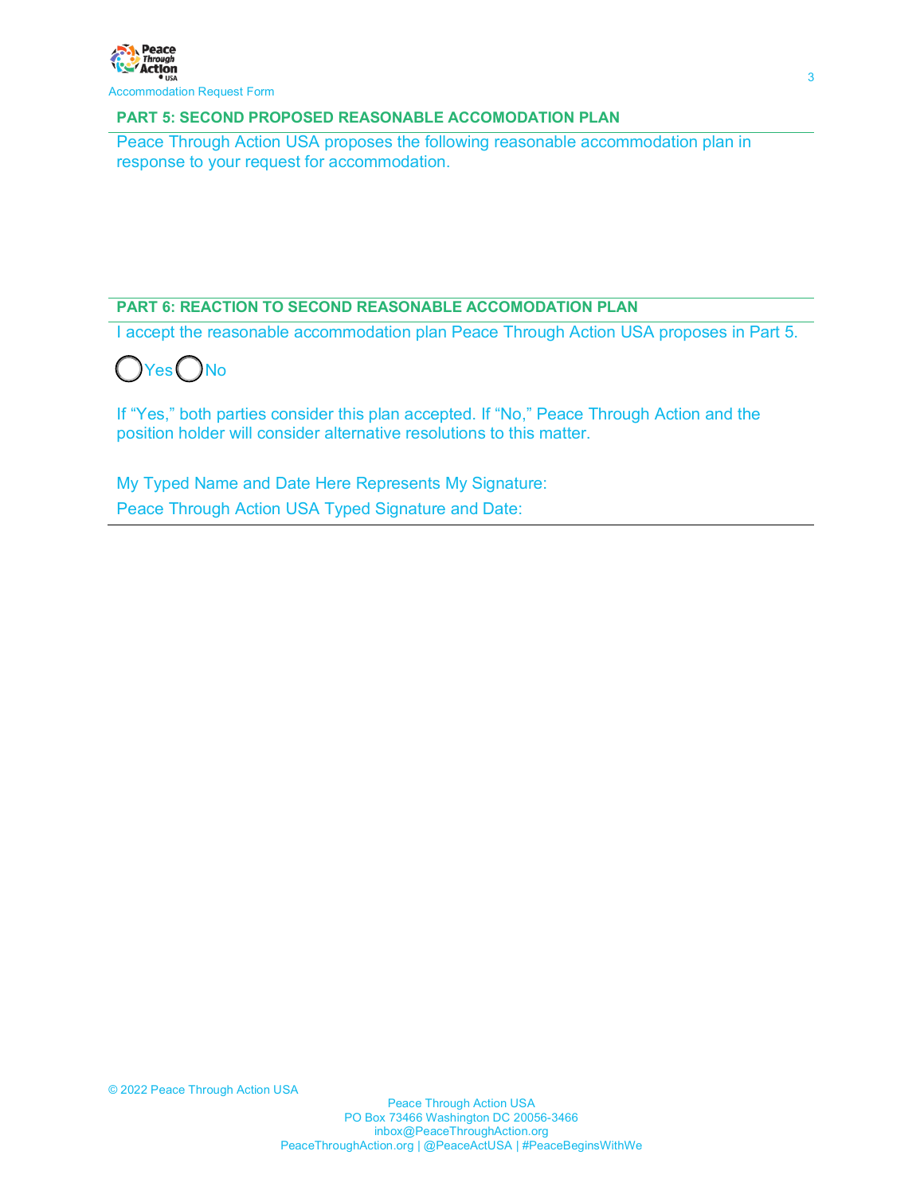## PART 5: SECOND PROPOSED REASONABLE ACCOMODATION PLAN

Peace Through Action USA proposes the following reasonable accommodation plan in response to your request for accommodation.

## PART 6: REACTION TO SECOND REASONABLE ACCOMODATION PLAN

I accept the reasonable accommodation plan Peace Through Action USA proposes in Part 5.

◯ Yes ◯ No

If "Yes," both parties consider this plan accepted. If "No," Peace Through Action and the position holder will consider alternative resolutions to this matter.

My Typed Name and Date Here Represents My Signature:

Peace Through Action USA Typed Signature and Date:

© 2022 Peace Through Action USA

Peace Through Action USA
PO Box 73466 Washington DC 20056-3466
inbox@PeaceThroughAction.org
PeaceThroughAction.org | @PeaceActUSA | #PeaceBeginsWithWe